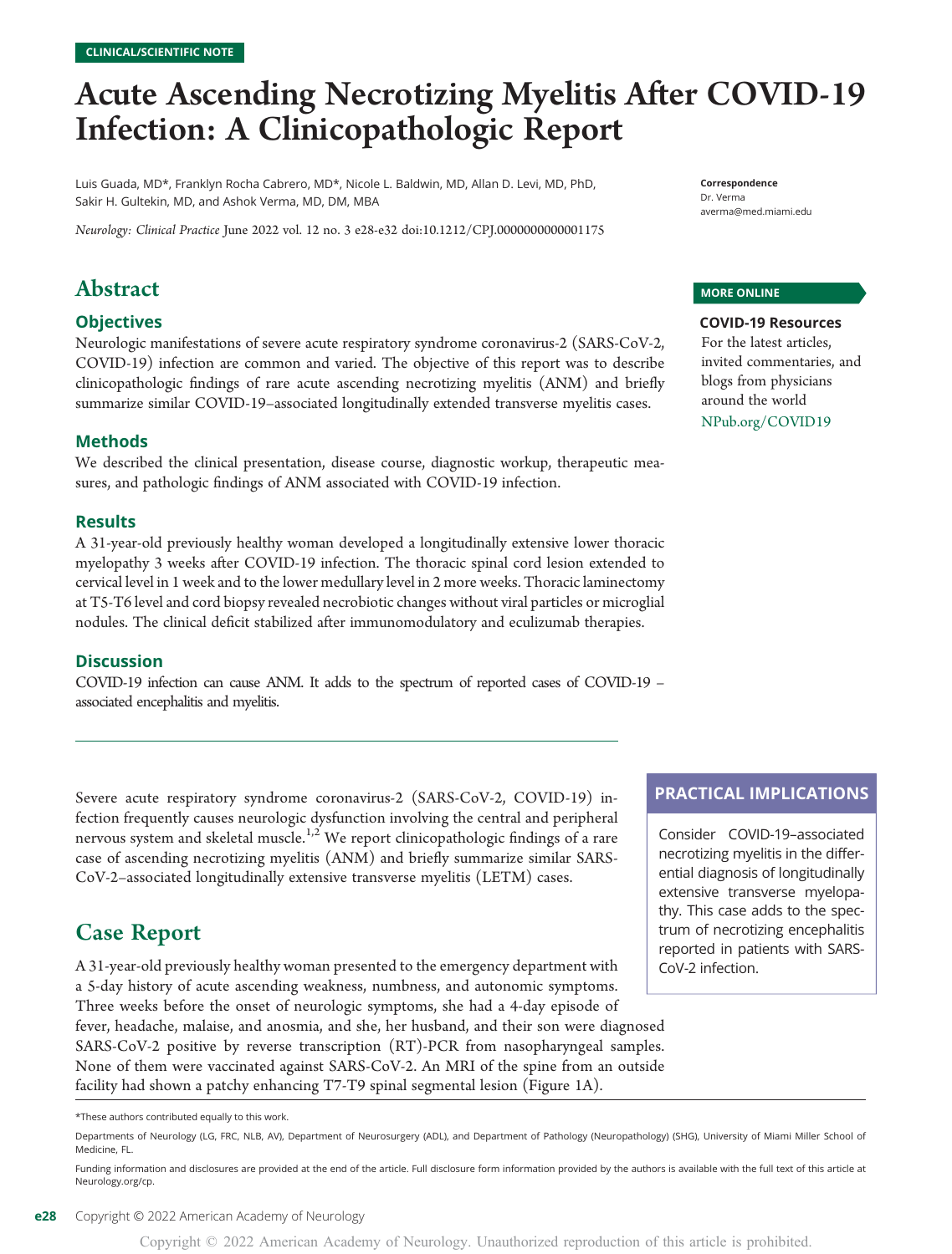CLINICAL/SCIENTIFIC NOTE

# Acute Ascending Necrotizing Myelitis After COVID-19 Infection: A Clinicopathologic Report

Luis Guada, MD*, Franklyn Rocha Cabrero, MD*, Nicole L. Baldwin, MD, Allan D. Levi, MD, PhD, Sakir H. Gultekin, MD, and Ashok Verma, MD, DM, MBA

*Neurology: Clinical Practice* June 2022 vol. 12 no. 3 e28-e32 doi:10.1212/CPJ.0000000000001175

**Correspondence**
Dr. Verma
averma@med.miami.edu

## Abstract

### Objectives

Neurologic manifestations of severe acute respiratory syndrome coronavirus-2 (SARS-CoV-2, COVID-19) infection are common and varied. The objective of this report was to describe clinicopathologic findings of rare acute ascending necrotizing myelitis (ANM) and briefly summarize similar COVID-19–associated longitudinally extended transverse myelitis cases.

### Methods

We described the clinical presentation, disease course, diagnostic workup, therapeutic measures, and pathologic findings of ANM associated with COVID-19 infection.

### Results

A 31-year-old previously healthy woman developed a longitudinally extensive lower thoracic myelopathy 3 weeks after COVID-19 infection. The thoracic spinal cord lesion extended to cervical level in 1 week and to the lower medullary level in 2 more weeks. Thoracic laminectomy at T5-T6 level and cord biopsy revealed necrobiotic changes without viral particles or microglial nodules. The clinical deficit stabilized after immunomodulatory and eculizumab therapies.

### Discussion

COVID-19 infection can cause ANM. It adds to the spectrum of reported cases of COVID-19 –associated encephalitis and myelitis.

**MORE ONLINE**

**COVID-19 Resources**
For the latest articles, invited commentaries, and blogs from physicians around the world
NPub.org/COVID19

**PRACTICAL IMPLICATIONS**

Consider COVID-19–associated necrotizing myelitis in the differential diagnosis of longitudinally extensive transverse myelopathy. This case adds to the spectrum of necrotizing encephalitis reported in patients with SARS-CoV-2 infection.

Severe acute respiratory syndrome coronavirus-2 (SARS-CoV-2, COVID-19) infection frequently causes neurologic dysfunction involving the central and peripheral nervous system and skeletal muscle.[1,2] We report clinicopathologic findings of a rare case of ascending necrotizing myelitis (ANM) and briefly summarize similar SARS-CoV-2–associated longitudinally extensive transverse myelitis (LETM) cases.

## Case Report

A 31-year-old previously healthy woman presented to the emergency department with a 5-day history of acute ascending weakness, numbness, and autonomic symptoms. Three weeks before the onset of neurologic symptoms, she had a 4-day episode of fever, headache, malaise, and anosmia, and she, her husband, and their son were diagnosed SARS-CoV-2 positive by reverse transcription (RT)-PCR from nasopharyngeal samples. None of them were vaccinated against SARS-CoV-2. An MRI of the spine from an outside facility had shown a patchy enhancing T7-T9 spinal segmental lesion (Figure 1A).

*These authors contributed equally to this work.

Departments of Neurology (LG, FRC, NLB, AV), Department of Neurosurgery (ADL), and Department of Pathology (Neuropathology) (SHG), University of Miami Miller School of Medicine, FL.

Funding information and disclosures are provided at the end of the article. Full disclosure form information provided by the authors is available with the full text of this article at Neurology.org/cp.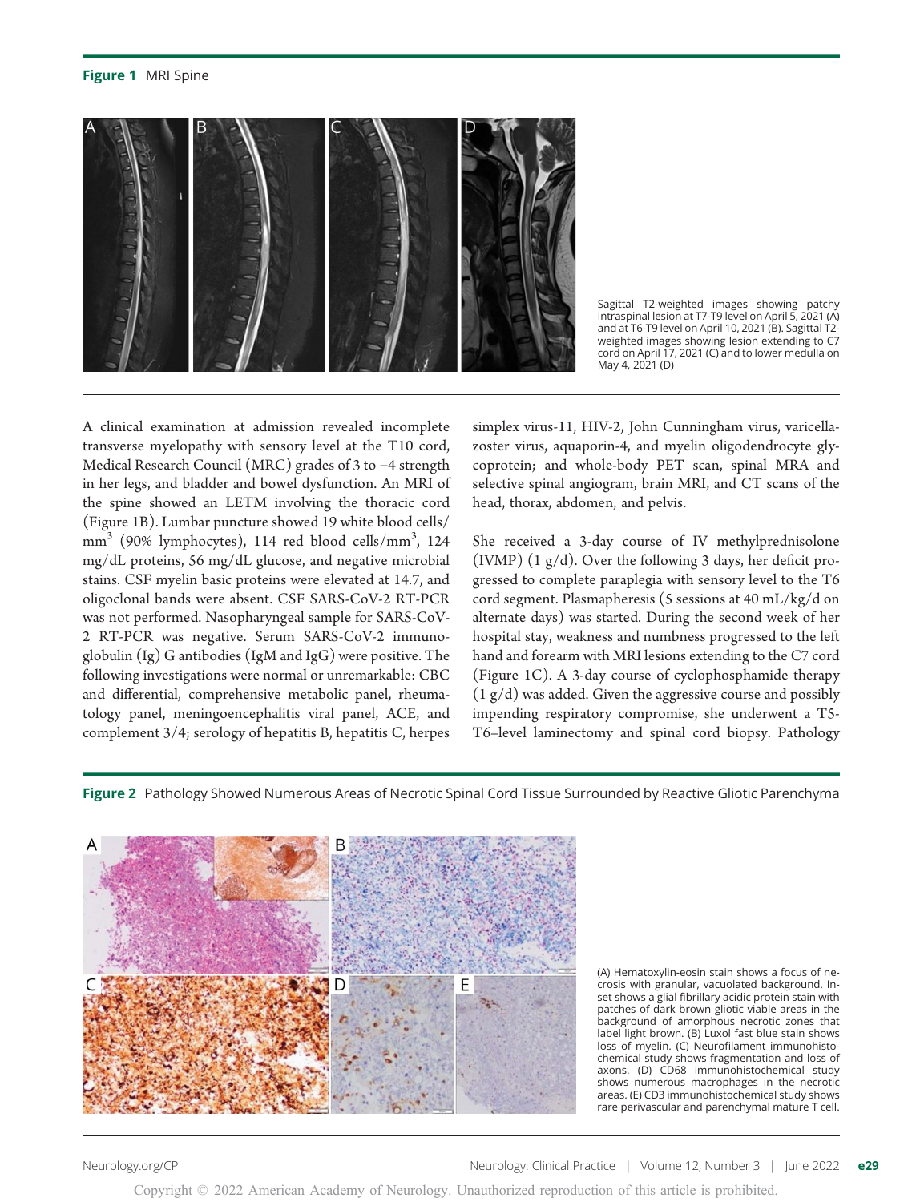**Figure 1** MRI Spine

Sagittal T2-weighted images showing patchy intraspinal lesion at T7-T9 level on April 5, 2021 (A) and at T6-T9 level on April 10, 2021 (B). Sagittal T2-weighted images showing lesion extending to C7 cord on April 17, 2021 (C) and to lower medulla on May 4, 2021 (D)

A clinical examination at admission revealed incomplete transverse myelopathy with sensory level at the T10 cord, Medical Research Council (MRC) grades of 3 to −4 strength in her legs, and bladder and bowel dysfunction. An MRI of the spine showed an LETM involving the thoracic cord (Figure 1B). Lumbar puncture showed 19 white blood cells/mm$^3$ (90% lymphocytes), 114 red blood cells/mm$^3$, 124 mg/dL proteins, 56 mg/dL glucose, and negative microbial stains. CSF myelin basic proteins were elevated at 14.7, and oligoclonal bands were absent. CSF SARS-CoV-2 RT-PCR was not performed. Nasopharyngeal sample for SARS-CoV-2 RT-PCR was negative. Serum SARS-CoV-2 immunoglobulin (Ig) G antibodies (IgM and IgG) were positive. The following investigations were normal or unremarkable: CBC and differential, comprehensive metabolic panel, rheumatology panel, meningoencephalitis viral panel, ACE, and complement 3/4; serology of hepatitis B, hepatitis C, herpes simplex virus-11, HIV-2, John Cunningham virus, varicella-zoster virus, aquaporin-4, and myelin oligodendrocyte glycoprotein; and whole-body PET scan, spinal MRA and selective spinal angiogram, brain MRI, and CT scans of the head, thorax, abdomen, and pelvis.

She received a 3-day course of IV methylprednisolone (IVMP) (1 g/d). Over the following 3 days, her deficit progressed to complete paraplegia with sensory level to the T6 cord segment. Plasmapheresis (5 sessions at 40 mL/kg/d on alternate days) was started. During the second week of her hospital stay, weakness and numbness progressed to the left hand and forearm with MRI lesions extending to the C7 cord (Figure 1C). A 3-day course of cyclophosphamide therapy (1 g/d) was added. Given the aggressive course and possibly impending respiratory compromise, she underwent a T5-T6–level laminectomy and spinal cord biopsy. Pathology

**Figure 2** Pathology Showed Numerous Areas of Necrotic Spinal Cord Tissue Surrounded by Reactive Gliotic Parenchyma

(A) Hematoxylin-eosin stain shows a focus of necrosis with granular, vacuolated background. Inset shows a glial fibrillary acidic protein stain with patches of dark brown gliotic viable areas in the background of amorphous necrotic zones that label light brown. (B) Luxol fast blue stain shows loss of myelin. (C) Neurofilament immunohistochemical study shows fragmentation and loss of axons. (D) CD68 immunohistochemical study shows numerous macrophages in the necrotic areas. (E) CD3 immunohistochemical study shows rare perivascular and parenchymal mature T cell.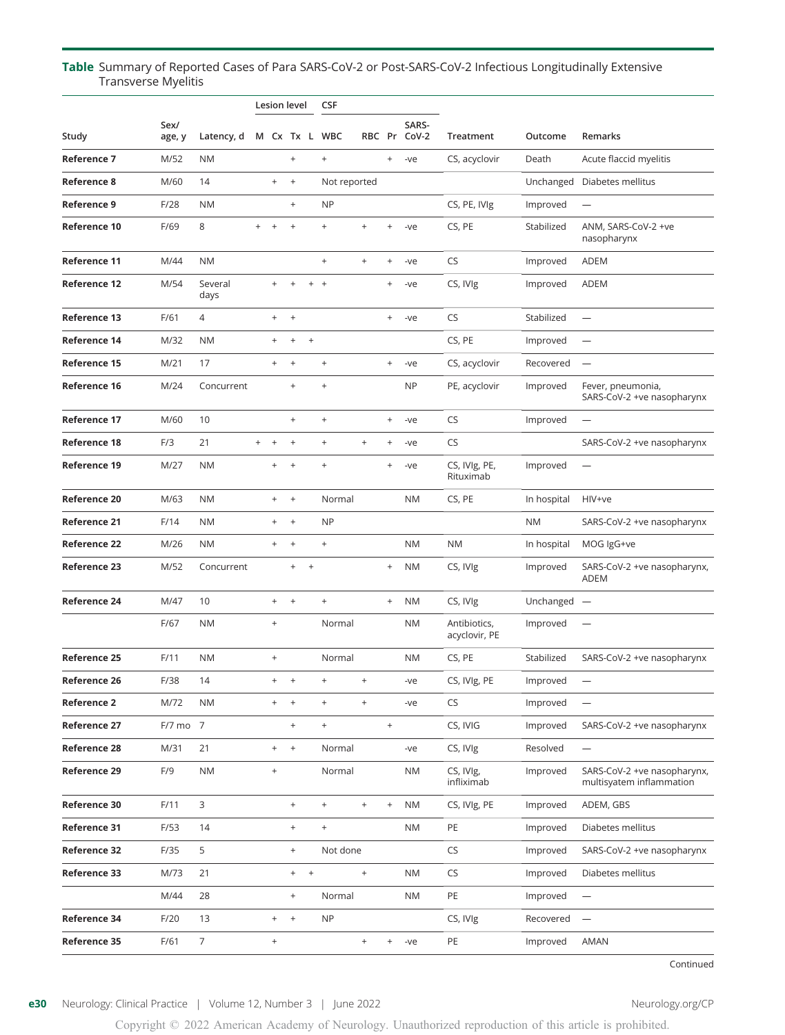**Table** Summary of Reported Cases of Para SARS-CoV-2 or Post-SARS-CoV-2 Infectious Longitudinally Extensive Transverse Myelitis

| Study | Sex/ age, y | Latency, d | Lesion level M | Cx | Tx | L | CSF WBC | RBC | Pr | SARS-CoV-2 | Treatment | Outcome | Remarks |
|---|---|---|---|---|---|---|---|---|---|---|---|---|---|
| **Reference 7** | M/52 | NM | | | + | | + | | + | -ve | CS, acyclovir | Death | Acute flaccid myelitis |
| **Reference 8** | M/60 | 14 | | + | + | | Not reported | | | | | Unchanged | Diabetes mellitus |
| **Reference 9** | F/28 | NM | | | + | | NP | | | | CS, PE, IVIg | Improved | — |
| **Reference 10** | F/69 | 8 | + | + | + | | + | + | + | -ve | CS, PE | Stabilized | ANM, SARS-CoV-2 +ve nasopharynx |
| **Reference 11** | M/44 | NM | | | | | + | + | + | -ve | CS | Improved | ADEM |
| **Reference 12** | M/54 | Several days | | + | + | + | + | | + | -ve | CS, IVIg | Improved | ADEM |
| **Reference 13** | F/61 | 4 | | + | + | | | | + | -ve | CS | Stabilized | — |
| **Reference 14** | M/32 | NM | | + | + | + | | | | | CS, PE | Improved | — |
| **Reference 15** | M/21 | 17 | | + | + | | + | | + | -ve | CS, acyclovir | Recovered | — |
| **Reference 16** | M/24 | Concurrent | | | + | | + | | | NP | PE, acyclovir | Improved | Fever, pneumonia, SARS-CoV-2 +ve nasopharynx |
| **Reference 17** | M/60 | 10 | | | + | | + | | + | -ve | CS | Improved | — |
| **Reference 18** | F/3 | 21 | + | + | + | | + | + | + | -ve | CS | | SARS-CoV-2 +ve nasopharynx |
| **Reference 19** | M/27 | NM | | + | + | | + | | + | -ve | CS, IVIg, PE, Rituximab | Improved | — |
| **Reference 20** | M/63 | NM | | + | + | | Normal | | | NM | CS, PE | In hospital | HIV+ve |
| **Reference 21** | F/14 | NM | | + | + | | NP | | | | | NM | SARS-CoV-2 +ve nasopharynx |
| **Reference 22** | M/26 | NM | | + | + | | + | | | NM | NM | In hospital | MOG IgG+ve |
| **Reference 23** | M/52 | Concurrent | | | + | + | | | + | NM | CS, IVIg | Improved | SARS-CoV-2 +ve nasopharynx, ADEM |
| **Reference 24** | M/47 | 10 | | + | + | | + | | + | NM | CS, IVIg | Unchanged | — |
| | F/67 | NM | | + | | | Normal | | | NM | Antibiotics, acyclovir, PE | Improved | — |
| **Reference 25** | F/11 | NM | | + | | | Normal | | | NM | CS, PE | Stabilized | SARS-CoV-2 +ve nasopharynx |
| **Reference 26** | F/38 | 14 | | + | + | | + | + | | -ve | CS, IVIg, PE | Improved | — |
| **Reference 2** | M/72 | NM | | + | + | | + | + | | -ve | CS | Improved | — |
| **Reference 27** | F/7 mo | 7 | | | + | | + | | + | | CS, IVIG | Improved | SARS-CoV-2 +ve nasopharynx |
| **Reference 28** | M/31 | 21 | | + | + | | Normal | | | -ve | CS, IVIg | Resolved | — |
| **Reference 29** | F/9 | NM | | + | | | Normal | | | NM | CS, IVIg, infliximab | Improved | SARS-CoV-2 +ve nasopharynx, multisyatem inflammation |
| **Reference 30** | F/11 | 3 | | | + | | + | + | + | NM | CS, IVIg, PE | Improved | ADEM, GBS |
| **Reference 31** | F/53 | 14 | | | + | | + | | | NM | PE | Improved | Diabetes mellitus |
| **Reference 32** | F/35 | 5 | | | + | | Not done | | | | CS | Improved | SARS-CoV-2 +ve nasopharynx |
| **Reference 33** | M/73 | 21 | | | + | + | | + | | NM | CS | Improved | Diabetes mellitus |
| | M/44 | 28 | | | + | | Normal | | | NM | PE | Improved | — |
| **Reference 34** | F/20 | 13 | | + | + | | NP | | | | CS, IVIg | Recovered | — |
| **Reference 35** | F/61 | 7 | | + | | | | + | + | -ve | PE | Improved | AMAN |

Continued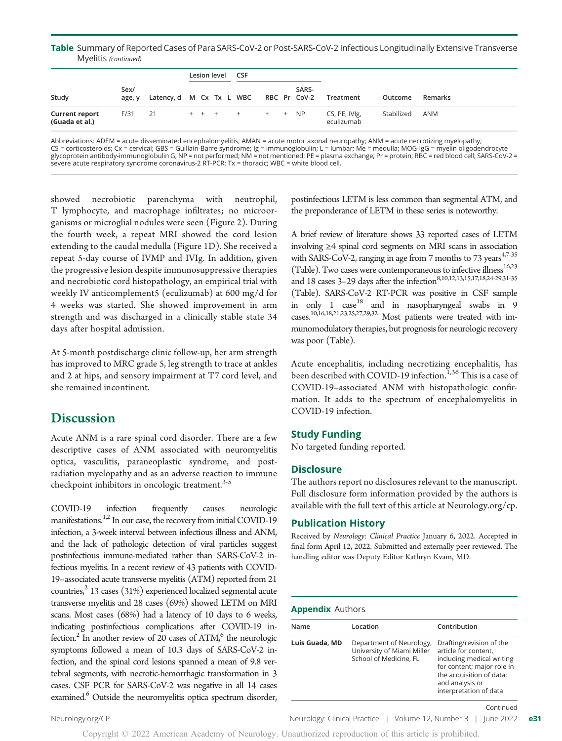**Table** Summary of Reported Cases of Para SARS-CoV-2 or Post-SARS-CoV-2 Infectious Longitudinally Extensive Transverse Myelitis *(continued)*

| Study | Sex/ age, y | Latency, d | Lesion level | | | | CSF | | | | Treatment | Outcome | Remarks |
|---|---|---|---|---|---|---|---|---|---|---|---|---|---|
| | | | M | Cx | Tx | L | WBC | RBC | Pr | SARS-CoV-2 | | | |
| **Current report (Guada et al.)** | F/31 | 21 | + | + | + | | + | + | + | NP | CS, PE, IVIg, eculizumab | Stabilized | ANM |

Abbreviations: ADEM = acute disseminated encephalomyelitis; AMAN = acute motor axonal neuropathy; ANM = acute necrotizing myelopathy; CS = corticosteroids; Cx = cervical; GBS = Guillain-Barre syndrome; Ig = immunoglobulin; L = lumbar; Me = medulla; MOG-IgG = myelin oligodendrocyte glycoprotein antibody-immunoglobulin G; NP = not performed; NM = not mentioned; PE = plasma exchange; Pr = protein; RBC = red blood cell; SARS-CoV-2 = severe acute respiratory syndrome coronavirus-2 RT-PCR; Tx = thoracic; WBC = white blood cell.

showed necrobiotic parenchyma with neutrophil, T lymphocyte, and macrophage infiltrates; no microorganisms or microglial nodules were seen (Figure 2). During the fourth week, a repeat MRI showed the cord lesion extending to the caudal medulla (Figure 1D). She received a repeat 5-day course of IVMP and IVIg. In addition, given the progressive lesion despite immunosuppressive therapies and necrobiotic cord histopathology, an empirical trial with weekly IV anticomplement5 (eculizumab) at 600 mg/d for 4 weeks was started. She showed improvement in arm strength and was discharged in a clinically stable state 34 days after hospital admission.

At 5-month postdischarge clinic follow-up, her arm strength has improved to MRC grade 5, leg strength to trace at ankles and 2 at hips, and sensory impairment at T7 cord level, and she remained incontinent.

## Discussion

Acute ANM is a rare spinal cord disorder. There are a few descriptive cases of ANM associated with neuromyelitis optica, vasculitis, paraneoplastic syndrome, and post-radiation myelopathy and as an adverse reaction to immune checkpoint inhibitors in oncologic treatment.[3-5]

COVID-19 infection frequently causes neurologic manifestations.[1,2] In our case, the recovery from initial COVID-19 infection, a 3-week interval between infectious illness and ANM, and the lack of pathologic detection of viral particles suggest postinfectious immune-mediated rather than SARS-CoV-2 infectious myelitis. In a recent review of 43 patients with COVID-19–associated acute transverse myelitis (ATM) reported from 21 countries,[2] 13 cases (31%) experienced localized segmental acute transverse myelitis and 28 cases (69%) showed LETM on MRI scans. Most cases (68%) had a latency of 10 days to 6 weeks, indicating postinfectious complications after COVID-19 infection.[2] In another review of 20 cases of ATM,[6] the neurologic symptoms followed a mean of 10.3 days of SARS-CoV-2 infection, and the spinal cord lesions spanned a mean of 9.8 vertebral segments, with necrotic-hemorrhagic transformation in 3 cases. CSF PCR for SARS-CoV-2 was negative in all 14 cases examined.[6] Outside the neuromyelitis optica spectrum disorder, postinfectious LETM is less common than segmental ATM, and the preponderance of LETM in these series is noteworthy.

A brief review of literature shows 33 reported cases of LETM involving ≥4 spinal cord segments on MRI scans in association with SARS-CoV-2, ranging in age from 7 months to 73 years[4,7-35] (Table). Two cases were contemporaneous to infective illness[16,23] and 18 cases 3–29 days after the infection[8,10,12,13,15,17,18,24-29,31-35] (Table). SARS-CoV-2 RT-PCR was positive in CSF sample in only 1 case[18] and in nasopharyngeal swabs in 9 cases.[10,16,18,21,23,25,27,29,32] Most patients were treated with immunomodulatory therapies, but prognosis for neurologic recovery was poor (Table).

Acute encephalitis, including necrotizing encephalitis, has been described with COVID-19 infection.[1,36] This is a case of COVID-19–associated ANM with histopathologic confirmation. It adds to the spectrum of encephalomyelitis in COVID-19 infection.

### Study Funding

No targeted funding reported.

### Disclosure

The authors report no disclosures relevant to the manuscript. Full disclosure form information provided by the authors is available with the full text of this article at Neurology.org/cp.

### Publication History

Received by *Neurology: Clinical Practice* January 6, 2022. Accepted in final form April 12, 2022. Submitted and externally peer reviewed. The handling editor was Deputy Editor Kathryn Kvam, MD.

**Appendix** Authors

| Name | Location | Contribution |
|---|---|---|
| **Luis Guada, MD** | Department of Neurology, University of Miami Miller School of Medicine, FL | Drafting/revision of the article for content, including medical writing for content; major role in the acquisition of data; and analysis or interpretation of data |

Continued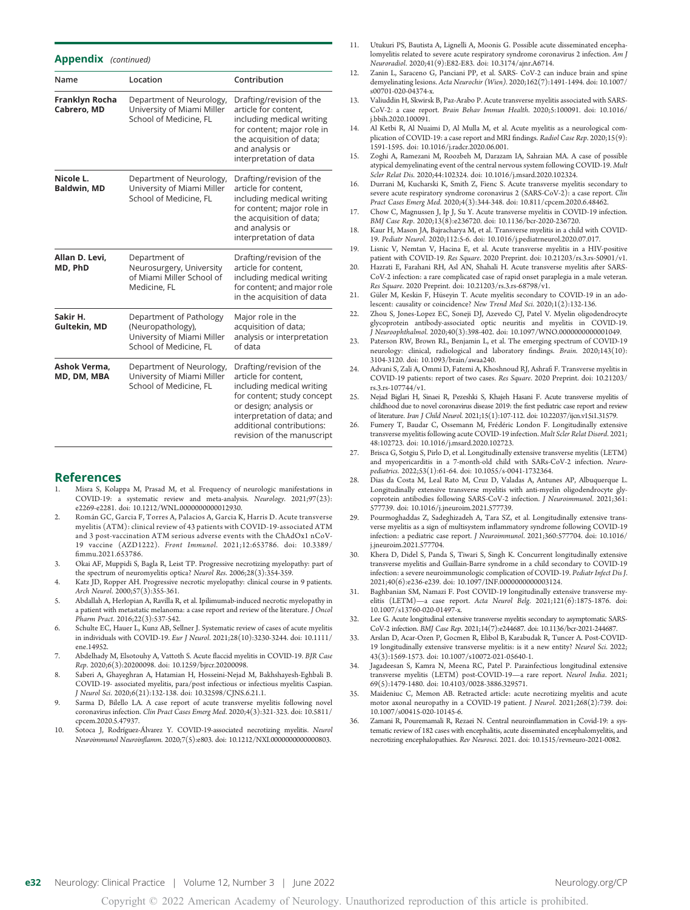## Appendix (continued)

| Name | Location | Contribution |
|---|---|---|
| **Franklyn Rocha Cabrero, MD** | Department of Neurology, University of Miami Miller School of Medicine, FL | Drafting/revision of the article for content, including medical writing for content; major role in the acquisition of data; and analysis or interpretation of data |
| **Nicole L. Baldwin, MD** | Department of Neurology, University of Miami Miller School of Medicine, FL | Drafting/revision of the article for content, including medical writing for content; major role in the acquisition of data; and analysis or interpretation of data |
| **Allan D. Levi, MD, PhD** | Department of Neurosurgery, University of Miami Miller School of Medicine, FL | Drafting/revision of the article for content, including medical writing for content; and major role in the acquisition of data |
| **Sakir H. Gultekin, MD** | Department of Pathology (Neuropathology), University of Miami Miller School of Medicine, FL | Major role in the acquisition of data; analysis or interpretation of data |
| **Ashok Verma, MD, DM, MBA** | Department of Neurology, University of Miami Miller School of Medicine, FL | Drafting/revision of the article for content, including medical writing for content; study concept or design; analysis or interpretation of data; and additional contributions: revision of the manuscript |

## References

1. Misra S, Kolappa M, Prasad M, et al. Frequency of neurologic manifestations in COVID-19: a systematic review and meta-analysis. *Neurology*. 2021;97(23): e2269-e2281. doi: 10.1212/WNL.0000000000012930.
2. Román GC, Garcia F, Torres A, Palacios A, Garcia K, Harris D. Acute transverse myelitis (ATM): clinical review of 43 patients with COVID-19-associated ATM and 3 post-vaccination ATM serious adverse events with the ChAdOx1 nCoV-19 vaccine (AZD1222). *Front Immunol*. 2021;12:653786. doi: 10.3389/fimmu.2021.653786.
3. Okai AF, Muppidi S, Bagla R, Leist TP. Progressive necrotizing myelopathy: part of the spectrum of neuromyelitis optica? *Neurol Res*. 2006;28(3):354-359.
4. Katz JD, Ropper AH. Progressive necrotic myelopathy: clinical course in 9 patients. *Arch Neurol*. 2000;57(3):355-361.
5. Abdallah A, Herlopian A, Ravilla R, et al. Ipilimumab-induced necrotic myelopathy in a patient with metastatic melanoma: a case report and review of the literature. *J Oncol Pharm Pract*. 2016;22(3):537-542.
6. Schulte EC, Hauer L, Kunz AB, Sellner J. Systematic review of cases of acute myelitis in individuals with COVID-19. *Eur J Neurol*. 2021;28(10):3230-3244. doi: 10.1111/ene.14952.
7. Abdelhady M, Elsotouhy A, Vattoth S. Acute flaccid myelitis in COVID-19. *BJR Case Rep*. 2020;6(3):20200098. doi: 10.1259/bjrcr.20200098.
8. Saberi A, Ghayeghran A, Hatamian H, Hosseini-Nejad M, Bakhshayesh-Eghbali B. COVID-19- associated myelitis, para/post infectious or infectious myelitis Caspian. *J Neurol Sci*. 2020;6(21):132-138. doi: 10.32598/CJNS.6.21.1.
9. Sarma D, Bilello LA. A case report of acute transverse myelitis following novel coronavirus infection. *Clin Pract Cases Emerg Med*. 2020;4(3):321-323. doi: 10.5811/cpcem.2020.5.47937.
10. Sotoca J, Rodríguez-Álvarez Y. COVID-19-associated necrotizing myelitis. *Neurol Neuroimmunol Neuroinflamm*. 2020;7(5):e803. doi: 10.1212/NXI.0000000000000803.
11. Utukuri PS, Bautista A, Lignelli A, Moonis G. Possible acute disseminated encephalomyelitis related to severe acute respiratory syndrome coronavirus 2 infection. *Am J Neuroradiol*. 2020;41(9):E82-E83. doi: 10.3174/ajnr.A6714.
12. Zanin L, Saraceno G, Panciani PP, et al. SARS- CoV-2 can induce brain and spine demyelinating lesions. *Acta Neurochir (Wien)*. 2020;162(7):1491-1494. doi: 10.1007/s00701-020-04374-x.
13. Valiuddin H, Skwirsk B, Paz-Arabo P. Acute transverse myelitis associated with SARS-CoV-2: a case report. *Brain Behav Immun Health*. 2020;5:100091. doi: 10.1016/j.bbih.2020.100091.
14. Al Ketbi R, Al Nuaimi D, Al Mulla M, et al. Acute myelitis as a neurological complication of COVID-19: a case report and MRI findings. *Radiol Case Rep*. 2020;15(9): 1591-1595. doi: 10.1016/j.radcr.2020.06.001.
15. Zoghi A, Ramezani M, Roozbeh M, Darazam IA, Sahraian MA. A case of possible atypical demyelinating event of the central nervous system following COVID-19. *Mult Scler Relat Dis*. 2020;44:102324. doi: 10.1016/j.msard.2020.102324.
16. Durrani M, Kucharski K, Smith Z, Fienc S. Acute transverse myelitis secondary to severe acute respiratory syndrome coronavirus 2 (SARS-CoV-2): a case report. *Clin Pract Cases Emerg Med*. 2020;4(3):344-348. doi: 10.811/cpcem.2020.6.48462.
17. Chow C, Magnussen J, Ip J, Su Y. Acute transverse myelitis in COVID-19 infection. *BMJ Case Rep*. 2020;13(8):e236720. doi: 10.1136/bcr-2020-236720.
18. Kaur H, Mason JA, Bajracharya M, et al. Transverse myelitis in a child with COVID-19. *Pediatr Neurol*. 2020;112:5-6. doi: 10.1016/j.pediatrneurol.2020.07.017.
19. Lisnic V, Nemtan V, Hacina E, et al. Acute transverse myelitis in a HIV-positive patient with COVID-19. *Res Square*. 2020 Preprint. doi: 10.21203/rs.3.rs-50901/v1.
20. Hazrati E, Farahani RH, Asl AN, Shahali H. Acute transverse myelitis after SARS-CoV-2 infection: a rare complicated case of rapid onset paraplegia in a male veteran. *Res Square*. 2020 Preprint. doi: 10.21203/rs.3.rs-68798/v1.
21. Güler M, Keskin F, Hüseyin T. Acute myelitis secondary to COVID-19 in an adolescent: causality or coincidence? *New Trend Med Sci*. 2020;1(2):132-136.
22. Zhou S, Jones-Lopez EC, Soneji DJ, Azevedo CJ, Patel V. Myelin oligodendrocyte glycoprotein antibody-associated optic neuritis and myelitis in COVID-19. *J Neuroophthalmol*. 2020;40(3):398-402. doi: 10.1097/WNO.0000000000001049.
23. Paterson RW, Brown RL, Benjamin L, et al. The emerging spectrum of COVID-19 neurology: clinical, radiological and laboratory findings. *Brain*. 2020;143(10): 3104-3120. doi: 10.1093/brain/awaa240.
24. Advani S, Zali A, Ommi D, Fatemi A, Khoshnoud RJ, Ashrafi F. Transverse myelitis in COVID-19 patients: report of two cases. *Res Square*. 2020 Preprint. doi: 10.21203/rs.3.rs-107744/v1.
25. Nejad Biglari H, Sinaei R, Pezeshki S, Khajeh Hasani F. Acute transverse myelitis of childhood due to novel coronavirus disease 2019: the first pediatric case report and review of literature. *Iran J Child Neurol*. 2021;15(1):107-112. doi: 10.22037/ijcn.v15i1.31579.
26. Fumery T, Baudar C, Ossemann M, Frédéric London F. Longitudinally extensive transverse myelitis following acute COVID-19 infection. *Mult Scler Relat Disord*. 2021; 48:102723. doi: 10.1016/j.msard.2020.102723.
27. Brisca G, Sotgiu S, Pirlo D, et al. Longitudinally extensive transverse myelitis (LETM) and myopericarditis in a 7-month-old child with SARs-CoV-2 infection. *Neuropediatrics*. 2022;53(1):61-64. doi: 10.1055/s-0041-1732364.
28. Dias da Costa M, Leal Rato M, Cruz D, Valadas A, Antunes AP, Albuquerque L. Longitudinally extensive transverse myelitis with anti-myelin oligodendrocyte glycoprotein antibodies following SARS-CoV-2 infection. *J Neuroimmunol*. 2021;361: 577739. doi: 10.1016/j.jneuroim.2021.577739.
29. Pourmoghaddas Z, Sadeghizadeh A, Tara SZ, et al. Longitudinally extensive transverse myelitis as a sign of multisystem inflammatory syndrome following COVID-19 infection: a pediatric case report. *J Neuroimmunol*. 2021;360:577704. doi: 10.1016/j.jneuroim.2021.577704.
30. Khera D, Didel S, Panda S, Tiwari S, Singh K. Concurrent longitudinally extensive transverse myelitis and Guillain-Barre syndrome in a child secondary to COVID-19 infection: a severe neuroimmunologic complication of COVID-19. *Pediatr Infect Dis J*. 2021;40(6):e236-e239. doi: 10.1097/INF.0000000000003124.
31. Baghbanian SM, Namazi F. Post COVID-19 longitudinally extensive transverse myelitis (LETM)—a case report. *Acta Neurol Belg*. 2021;121(6):1875-1876. doi: 10.1007/s13760-020-01497-x.
32. Lee G. Acute longitudinal extensive transverse myelitis secondary to asymptomatic SARS-CoV-2 infection. *BMJ Case Rep*. 2021;14(7):e244687. doi: 10.1136/bcr-2021-244687.
33. Arslan D, Acar-Ozen P, Gocmen R, Elibol B, Karabudak R, Tuncer A. Post-COVID-19 longitudinally extensive transverse myelitis: is it a new entity? *Neurol Sci*. 2022; 43(3):1569-1573. doi: 10.1007/s10072-021-05640-1.
34. Jagadeesan S, Kamra N, Meena RC, Patel P. Parainfectious longitudinal extensive transverse myelitis (LETM) post-COVID-19—a rare report. *Neurol India*. 2021; 69(5):1479-1480. doi: 10.4103/0028-3886.329571.
35. Maideniuc C, Memon AB. Retracted article: acute necrotizing myelitis and acute motor axonal neuropathy in a COVID-19 patient. *J Neurol*. 2021;268(2):739. doi: 10.1007/s00415-020-10145-6.
36. Zamani R, Pouremamali R, Rezaei N. Central neuroinflammation in Covid-19: a systematic review of 182 cases with encephalitis, acute disseminated encephalomyelitis, and necrotizing encephalopathies. *Rev Neurosci*. 2021. doi: 10.1515/revneuro-2021-0082.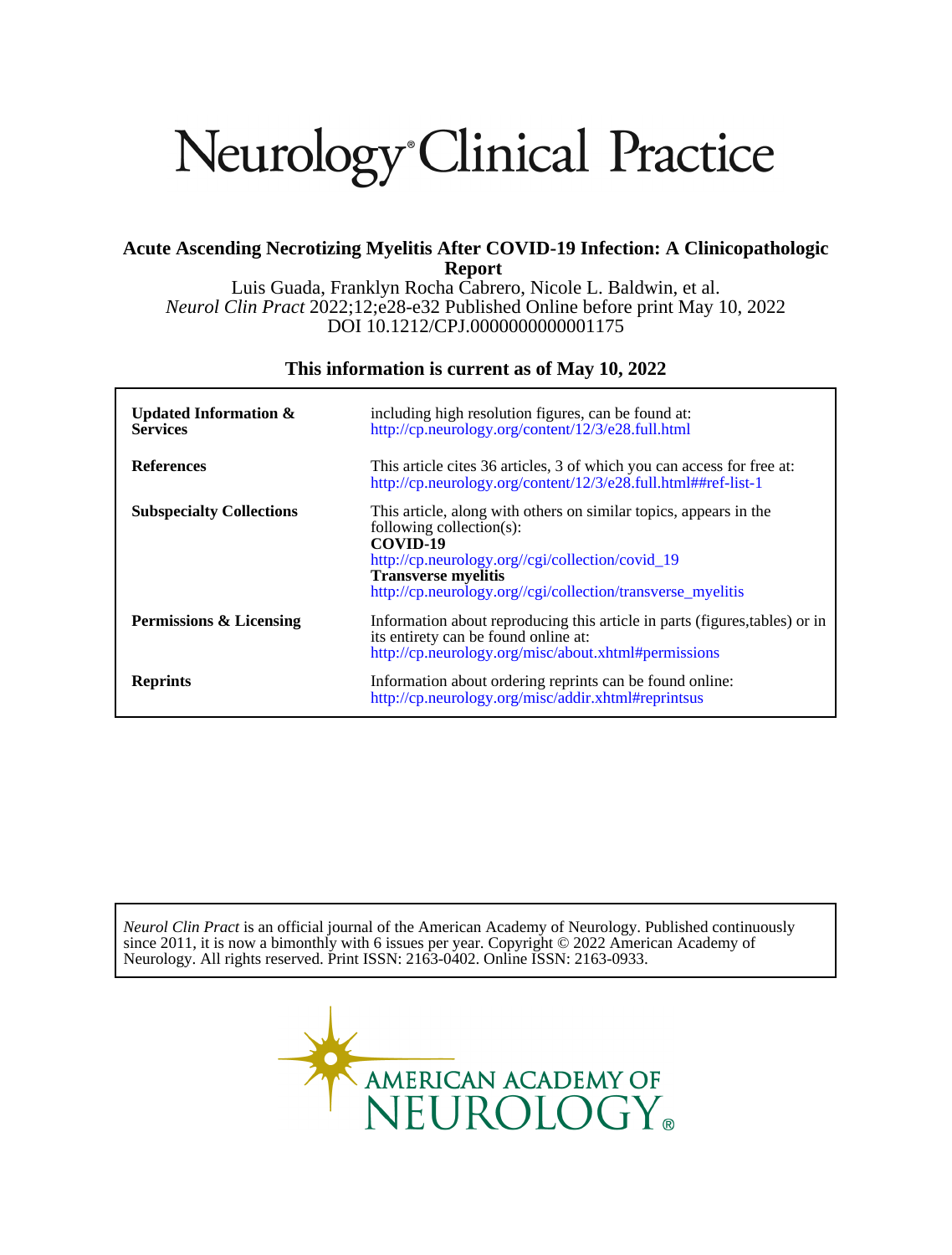# Neurology® Clinical Practice

**Acute Ascending Necrotizing Myelitis After COVID-19 Infection: A Clinicopathologic Report**

Luis Guada, Franklyn Rocha Cabrero, Nicole L. Baldwin, et al.

*Neurol Clin Pract* 2022;12;e28-e32 Published Online before print May 10, 2022

DOI 10.1212/CPJ.0000000000001175

**This information is current as of May 10, 2022**

| | |
|---|---|
| **Updated Information & Services** | including high resolution figures, can be found at: http://cp.neurology.org/content/12/3/e28.full.html |
| **References** | This article cites 36 articles, 3 of which you can access for free at: http://cp.neurology.org/content/12/3/e28.full.html##ref-list-1 |
| **Subspecialty Collections** | This article, along with others on similar topics, appears in the following collection(s): **COVID-19** http://cp.neurology.org//cgi/collection/covid_19 **Transverse myelitis** http://cp.neurology.org//cgi/collection/transverse_myelitis |
| **Permissions & Licensing** | Information about reproducing this article in parts (figures,tables) or in its entirety can be found online at: http://cp.neurology.org/misc/about.xhtml#permissions |
| **Reprints** | Information about ordering reprints can be found online: http://cp.neurology.org/misc/addir.xhtml#reprintsus |

*Neurol Clin Pract* is an official journal of the American Academy of Neurology. Published continuously since 2011, it is now a bimonthly with 6 issues per year. Copyright © 2022 American Academy of Neurology. All rights reserved. Print ISSN: 2163-0402. Online ISSN: 2163-0933.

AMERICAN ACADEMY OF NEUROLOGY®